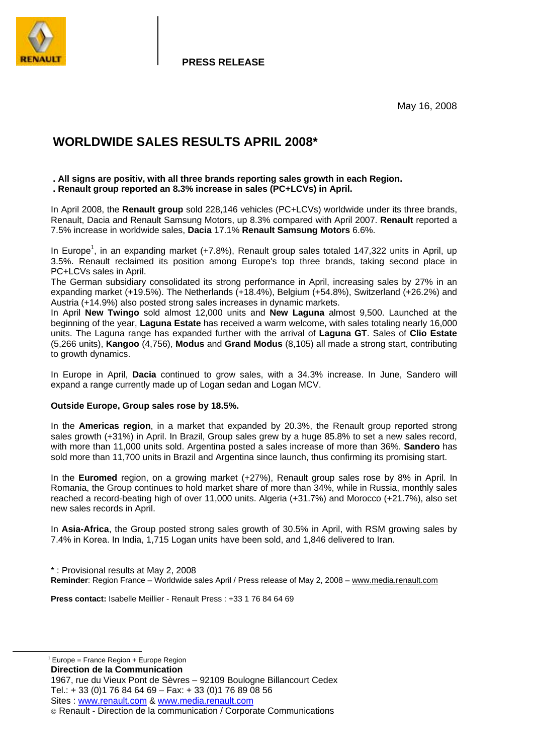**PRESS RELEASE**

May 16, 2008

# WORLDWIDE SALES RESULTS APRIL 2008*

**. All signs are positiv, with all three brands reporting sales growth in each Region.**
**. Renault group reported an 8.3% increase in sales (PC+LCVs) in April.**

In April 2008, the **Renault group** sold 228,146 vehicles (PC+LCVs) worldwide under its three brands, Renault, Dacia and Renault Samsung Motors, up 8.3% compared with April 2007. **Renault** reported a 7.5% increase in worldwide sales, **Dacia** 17.1% **Renault Samsung Motors** 6.6%.

In Europe[1], in an expanding market (+7.8%), Renault group sales totaled 147,322 units in April, up 3.5%. Renault reclaimed its position among Europe's top three brands, taking second place in PC+LCVs sales in April.
The German subsidiary consolidated its strong performance in April, increasing sales by 27% in an expanding market (+19.5%). The Netherlands (+18.4%), Belgium (+54.8%), Switzerland (+26.2%) and Austria (+14.9%) also posted strong sales increases in dynamic markets.
In April **New Twingo** sold almost 12,000 units and **New Laguna** almost 9,500. Launched at the beginning of the year, **Laguna Estate** has received a warm welcome, with sales totaling nearly 16,000 units. The Laguna range has expanded further with the arrival of **Laguna GT**. Sales of **Clio Estate** (5,266 units), **Kangoo** (4,756), **Modus** and **Grand Modus** (8,105) all made a strong start, contributing to growth dynamics.

In Europe in April, **Dacia** continued to grow sales, with a 34.3% increase. In June, Sandero will expand a range currently made up of Logan sedan and Logan MCV.

**Outside Europe, Group sales rose by 18.5%.**

In the **Americas region**, in a market that expanded by 20.3%, the Renault group reported strong sales growth (+31%) in April. In Brazil, Group sales grew by a huge 85.8% to set a new sales record, with more than 11,000 units sold. Argentina posted a sales increase of more than 36%. **Sandero** has sold more than 11,700 units in Brazil and Argentina since launch, thus confirming its promising start.

In the **Euromed** region, on a growing market (+27%), Renault group sales rose by 8% in April. In Romania, the Group continues to hold market share of more than 34%, while in Russia, monthly sales reached a record-beating high of over 11,000 units. Algeria (+31.7%) and Morocco (+21.7%), also set new sales records in April.

In **Asia-Africa**, the Group posted strong sales growth of 30.5% in April, with RSM growing sales by 7.4% in Korea. In India, 1,715 Logan units have been sold, and 1,846 delivered to Iran.

* : Provisional results at May 2, 2008
**Reminder**: Region France – Worldwide sales April / Press release of May 2, 2008 – www.media.renault.com

**Press contact:** Isabelle Meillier - Renault Press : +33 1 76 84 64 69

[1] Europe = France Region + Europe Region

**Direction de la Communication**
1967, rue du Vieux Pont de Sèvres – 92109 Boulogne Billancourt Cedex
Tel.: + 33 (0)1 76 84 64 69 – Fax: + 33 (0)1 76 89 08 56
Sites : www.renault.com & www.media.renault.com
© Renault - Direction de la communication / Corporate Communications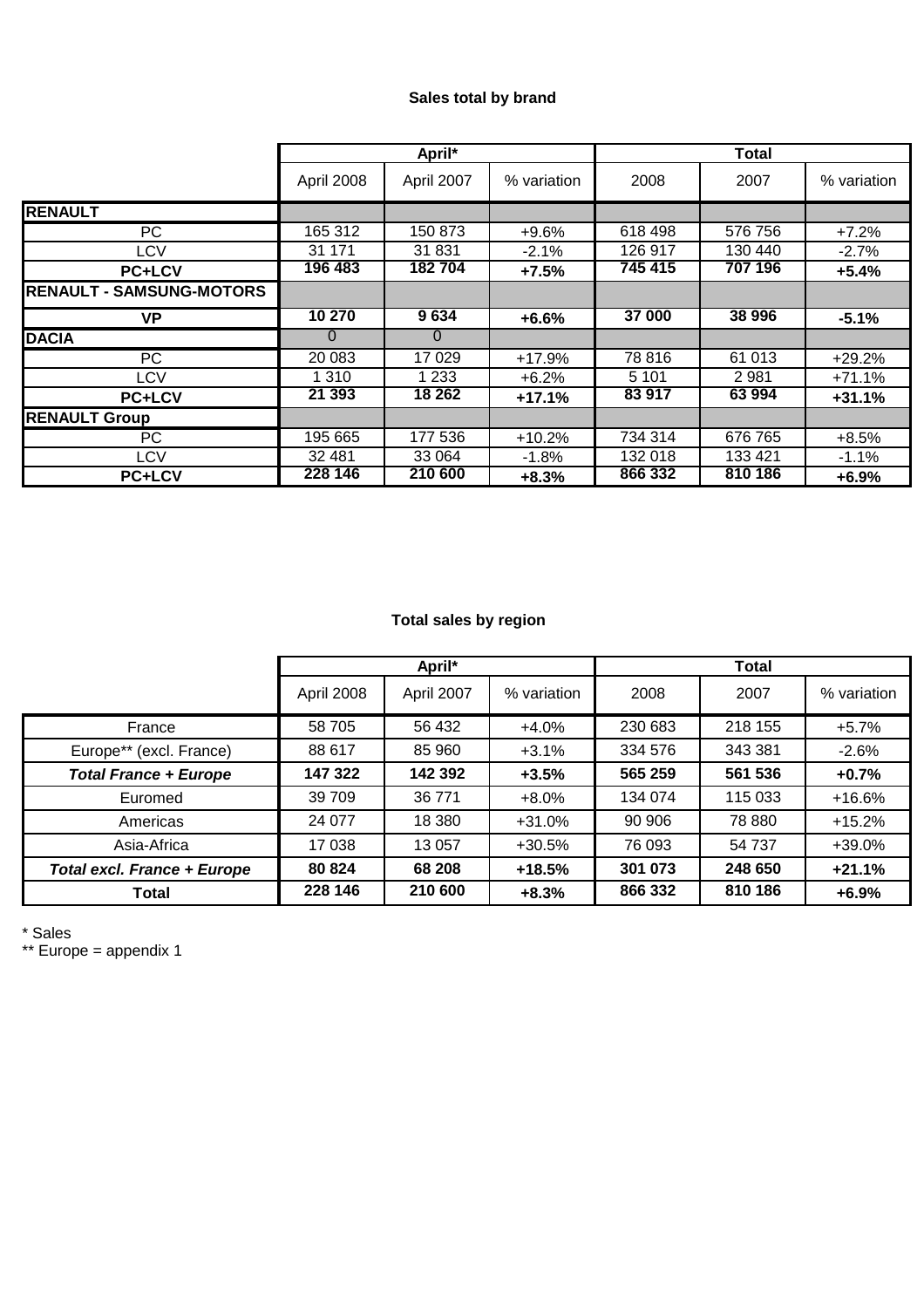### Sales total by brand

| | April* | | | Total | | |
|---|---|---|---|---|---|---|
| | April 2008 | April 2007 | % variation | 2008 | 2007 | % variation |
| **RENAULT** | | | | | | |
| PC | 165 312 | 150 873 | +9.6% | 618 498 | 576 756 | +7.2% |
| LCV | 31 171 | 31 831 | -2.1% | 126 917 | 130 440 | -2.7% |
| **PC+LCV** | **196 483** | **182 704** | **+7.5%** | **745 415** | **707 196** | **+5.4%** |
| **RENAULT - SAMSUNG-MOTORS** | | | | | | |
| **VP** | **10 270** | **9 634** | **+6.6%** | **37 000** | **38 996** | **-5.1%** |
| **DACIA** | 0 | 0 | | | | |
| PC | 20 083 | 17 029 | +17.9% | 78 816 | 61 013 | +29.2% |
| LCV | 1 310 | 1 233 | +6.2% | 5 101 | 2 981 | +71.1% |
| **PC+LCV** | **21 393** | **18 262** | **+17.1%** | **83 917** | **63 994** | **+31.1%** |
| **RENAULT Group** | | | | | | |
| PC | 195 665 | 177 536 | +10.2% | 734 314 | 676 765 | +8.5% |
| LCV | 32 481 | 33 064 | -1.8% | 132 018 | 133 421 | -1.1% |
| **PC+LCV** | **228 146** | **210 600** | **+8.3%** | **866 332** | **810 186** | **+6.9%** |

### Total sales by region

| | April* | | | Total | | |
|---|---|---|---|---|---|---|
| | April 2008 | April 2007 | % variation | 2008 | 2007 | % variation |
| France | 58 705 | 56 432 | +4.0% | 230 683 | 218 155 | +5.7% |
| Europe** (excl. France) | 88 617 | 85 960 | +3.1% | 334 576 | 343 381 | -2.6% |
| ***Total France + Europe*** | **147 322** | **142 392** | **+3.5%** | **565 259** | **561 536** | **+0.7%** |
| Euromed | 39 709 | 36 771 | +8.0% | 134 074 | 115 033 | +16.6% |
| Americas | 24 077 | 18 380 | +31.0% | 90 906 | 78 880 | +15.2% |
| Asia-Africa | 17 038 | 13 057 | +30.5% | 76 093 | 54 737 | +39.0% |
| ***Total excl. France + Europe*** | **80 824** | **68 208** | **+18.5%** | **301 073** | **248 650** | **+21.1%** |
| **Total** | **228 146** | **210 600** | **+8.3%** | **866 332** | **810 186** | **+6.9%** |

\* Sales

** Europe = appendix 1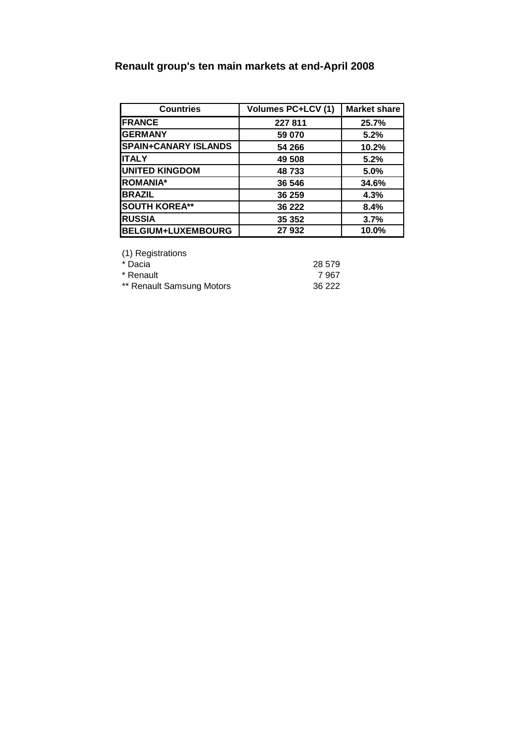# Renault group's ten main markets at end-April 2008

| Countries | Volumes PC+LCV (1) | Market share |
|---|---|---|
| **FRANCE** | **227 811** | **25.7%** |
| **GERMANY** | **59 070** | **5.2%** |
| **SPAIN+CANARY ISLANDS** | **54 266** | **10.2%** |
| **ITALY** | **49 508** | **5.2%** |
| **UNITED KINGDOM** | **48 733** | **5.0%** |
| **ROMANIA*** | **36 546** | **34.6%** |
| **BRAZIL** | **36 259** | **4.3%** |
| **SOUTH KOREA**** | **36 222** | **8.4%** |
| **RUSSIA** | **35 352** | **3.7%** |
| **BELGIUM+LUXEMBOURG** | **27 932** | **10.0%** |

(1) Registrations

| | |
|---|---|
| * Dacia | 28 579 |
| * Renault | 7 967 |
| ** Renault Samsung Motors | 36 222 |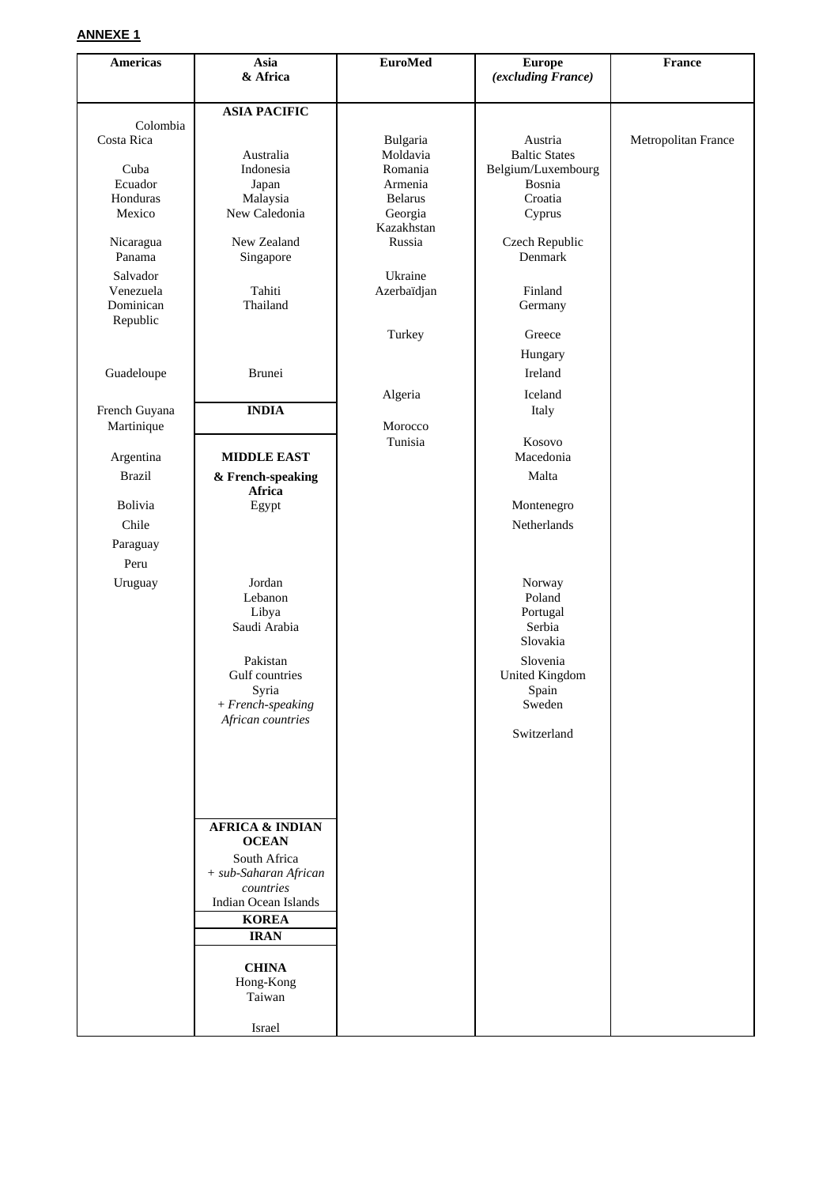**ANNEXE 1**

| Americas | Asia & Africa | EuroMed | Europe *(excluding France)* | France |
|---|---|---|---|---|
| Colombia | **ASIA PACIFIC** | Bulgaria | Austria | Metropolitan France |
| Costa Rica | Australia | Moldavia | Baltic States | |
| Cuba | Indonesia | Romania | Belgium/Luxembourg | |
| Ecuador | Japan | Armenia | Bosnia | |
| Honduras | Malaysia | Belarus | Croatia | |
| Mexico | New Caledonia | Georgia | Cyprus | |
| Nicaragua | New Zealand | Kazakhstan | Czech Republic | |
| Panama | Singapore | Russia | Denmark | |
| Salvador | Tahiti | Ukraine | Finland | |
| Venezuela | Thailand | Azerbaïdjan | Germany | |
| Dominican Republic | Brunei | Turkey | Greece | |
| Guadeloupe | **INDIA** | Algeria | Hungary | |
| French Guyana | **MIDDLE EAST & French-speaking Africa** | Morocco | Ireland | |
| Martinique | Egypt | Tunisia | Iceland | |
| Argentina | Jordan | | Italy | |
| Brazil | Lebanon | | Kosovo | |
| Bolivia | Libya | | Macedonia | |
| Chile | Saudi Arabia | | Malta | |
| Paraguay | Pakistan | | Montenegro | |
| Peru | Gulf countries | | Netherlands | |
| Uruguay | Syria | | Norway | |
| | *+ French-speaking African countries* | | Poland | |
| | **AFRICA & INDIAN OCEAN** | | Portugal | |
| | South Africa | | Serbia | |
| | *+ sub-Saharan African countries* | | Slovakia | |
| | Indian Ocean Islands | | Slovenia | |
| | **KOREA** | | United Kingdom | |
| | **IRAN** | | Spain | |
| | **CHINA** | | Sweden | |
| | Hong-Kong | | Switzerland | |
| | Taiwan | | | |
| | Israel | | | |